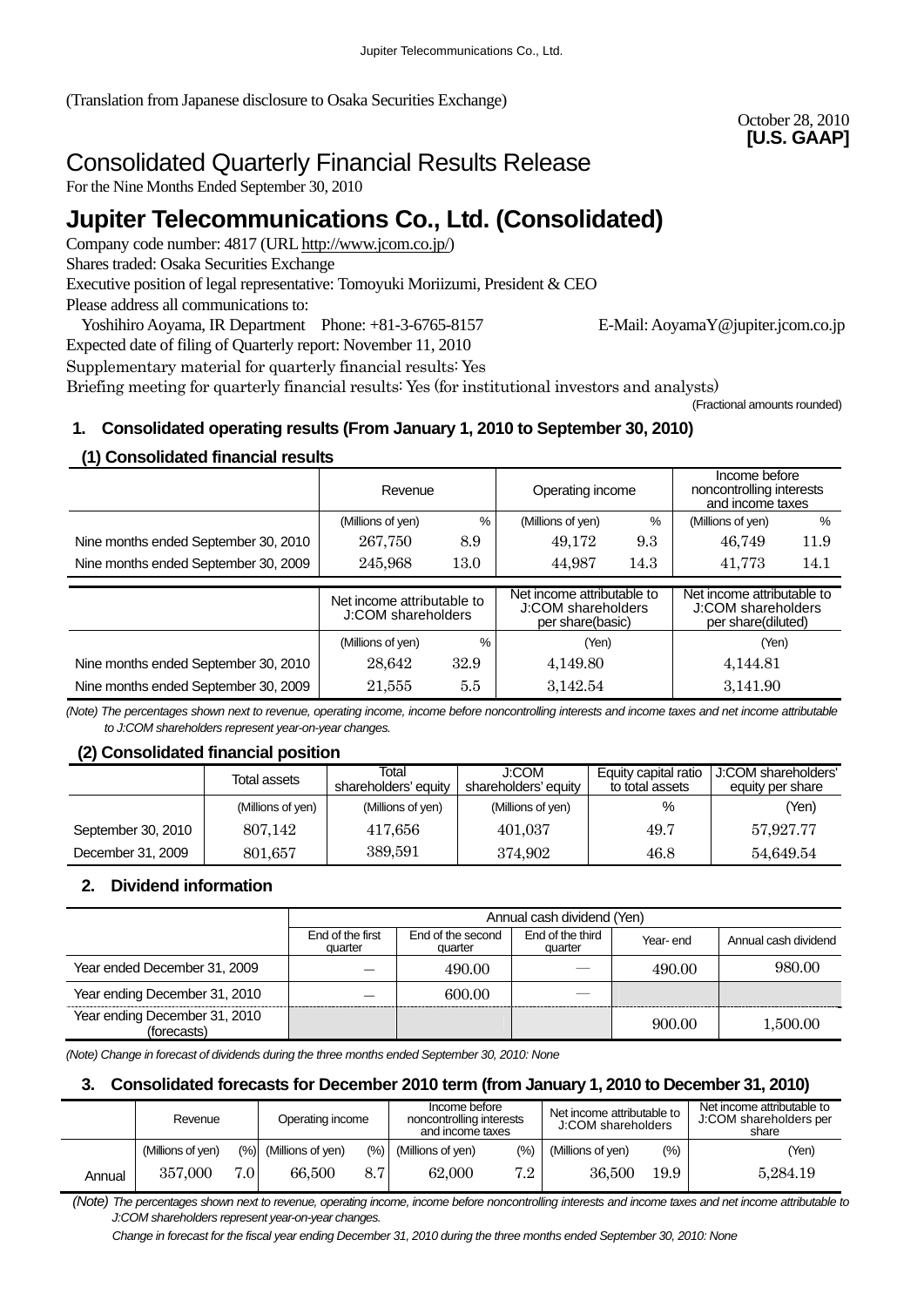(Translation from Japanese disclosure to Osaka Securities Exchange)

October 28, 2010
**[U.S. GAAP]**

# Consolidated Quarterly Financial Results Release

For the Nine Months Ended September 30, 2010

# Jupiter Telecommunications Co., Ltd. (Consolidated)

Company code number: 4817 (URL http://www.jcom.co.jp/)
Shares traded: Osaka Securities Exchange
Executive position of legal representative: Tomoyuki Moriizumi, President & CEO
Please address all communications to:
Yoshihiro Aoyama, IR Department Phone: +81-3-6765-8157 E-Mail: AoyamaY@jupiter.jcom.co.jp
Expected date of filing of Quarterly report: November 11, 2010
Supplementary material for quarterly financial results: Yes
Briefing meeting for quarterly financial results: Yes (for institutional investors and analysts)

(Fractional amounts rounded)

## 1. Consolidated operating results (From January 1, 2010 to September 30, 2010)

### (1) Consolidated financial results

| | Revenue | | Operating income | | Income before noncontrolling interests and income taxes | |
|---|---|---|---|---|---|---|
| | (Millions of yen) | % | (Millions of yen) | % | (Millions of yen) | % |
| Nine months ended September 30, 2010 | 267,750 | 8.9 | 49,172 | 9.3 | 46,749 | 11.9 |
| Nine months ended September 30, 2009 | 245,968 | 13.0 | 44,987 | 14.3 | 41,773 | 14.1 |

| | Net income attributable to J:COM shareholders | | Net income attributable to J:COM shareholders per share(basic) | Net income attributable to J:COM shareholders per share(diluted) |
|---|---|---|---|---|
| | (Millions of yen) | % | (Yen) | (Yen) |
| Nine months ended September 30, 2010 | 28,642 | 32.9 | 4,149.80 | 4,144.81 |
| Nine months ended September 30, 2009 | 21,555 | 5.5 | 3,142.54 | 3,141.90 |

*(Note) The percentages shown next to revenue, operating income, income before noncontrolling interests and income taxes and net income attributable to J:COM shareholders represent year-on-year changes.*

### (2) Consolidated financial position

| | Total assets | Total shareholders' equity | J:COM shareholders' equity | Equity capital ratio to total assets | J:COM shareholders' equity per share |
|---|---|---|---|---|---|
| | (Millions of yen) | (Millions of yen) | (Millions of yen) | % | (Yen) |
| September 30, 2010 | 807,142 | 417,656 | 401,037 | 49.7 | 57,927.77 |
| December 31, 2009 | 801,657 | 389,591 | 374,902 | 46.8 | 54,649.54 |

## 2. Dividend information

| | Annual cash dividend (Yen) | | | | |
|---|---|---|---|---|---|
| | End of the first quarter | End of the second quarter | End of the third quarter | Year- end | Annual cash dividend |
| Year ended December 31, 2009 | — | 490.00 | — | 490.00 | 980.00 |
| Year ending December 31, 2010 | — | 600.00 | — | | |
| Year ending December 31, 2010 (forecasts) | | | | 900.00 | 1,500.00 |

*(Note) Change in forecast of dividends during the three months ended September 30, 2010: None*

## 3. Consolidated forecasts for December 2010 term (from January 1, 2010 to December 31, 2010)

| | Revenue | | Operating income | | Income before noncontrolling interests and income taxes | | Net income attributable to J:COM shareholders | | Net income attributable to J:COM shareholders per share |
|---|---|---|---|---|---|---|---|---|---|
| | (Millions of yen) | (%) | (Millions of yen) | (%) | (Millions of yen) | (%) | (Millions of yen) | (%) | (Yen) |
| Annual | 357,000 | 7.0 | 66,500 | 8.7 | 62,000 | 7.2 | 36,500 | 19.9 | 5,284.19 |

*(Note) The percentages shown next to revenue, operating income, income before noncontrolling interests and income taxes and net income attributable to J:COM shareholders represent year-on-year changes.*

*Change in forecast for the fiscal year ending December 31, 2010 during the three months ended September 30, 2010: None*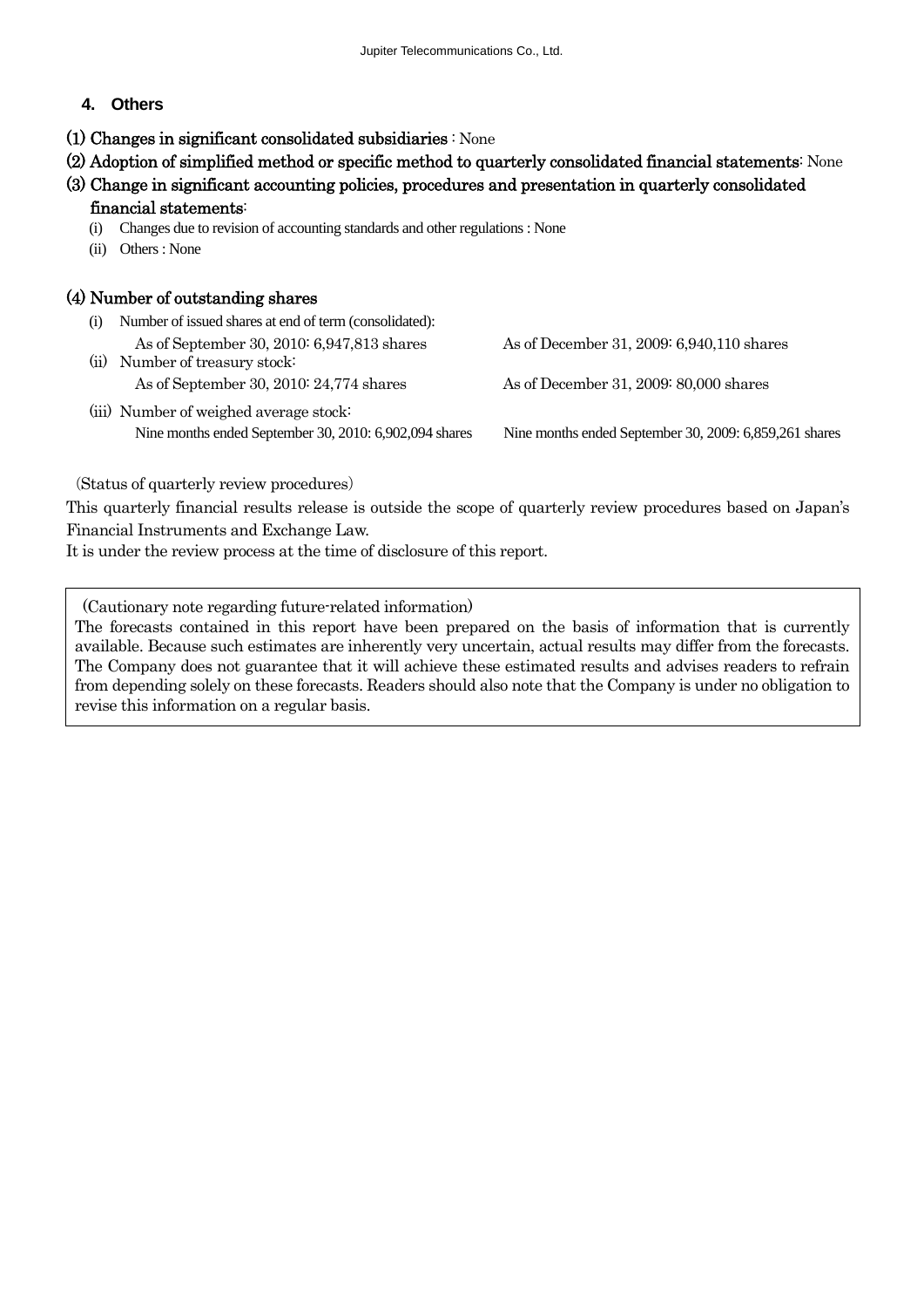## 4. Others

**(1) Changes in significant consolidated subsidiaries** : None

**(2) Adoption of simplified method or specific method to quarterly consolidated financial statements**: None

**(3) Change in significant accounting policies, procedures and presentation in quarterly consolidated financial statements**:

- (i) Changes due to revision of accounting standards and other regulations : None
- (ii) Others : None

**(4) Number of outstanding shares**

(i) Number of issued shares at end of term (consolidated):

As of September 30, 2010: 6,947,813 shares — As of December 31, 2009: 6,940,110 shares

(ii) Number of treasury stock:

As of September 30, 2010: 24,774 shares — As of December 31, 2009: 80,000 shares

(iii) Number of weighed average stock:

Nine months ended September 30, 2010: 6,902,094 shares — Nine months ended September 30, 2009: 6,859,261 shares

(Status of quarterly review procedures)

This quarterly financial results release is outside the scope of quarterly review procedures based on Japan's Financial Instruments and Exchange Law.

It is under the review process at the time of disclosure of this report.

(Cautionary note regarding future-related information)

The forecasts contained in this report have been prepared on the basis of information that is currently available. Because such estimates are inherently very uncertain, actual results may differ from the forecasts. The Company does not guarantee that it will achieve these estimated results and advises readers to refrain from depending solely on these forecasts. Readers should also note that the Company is under no obligation to revise this information on a regular basis.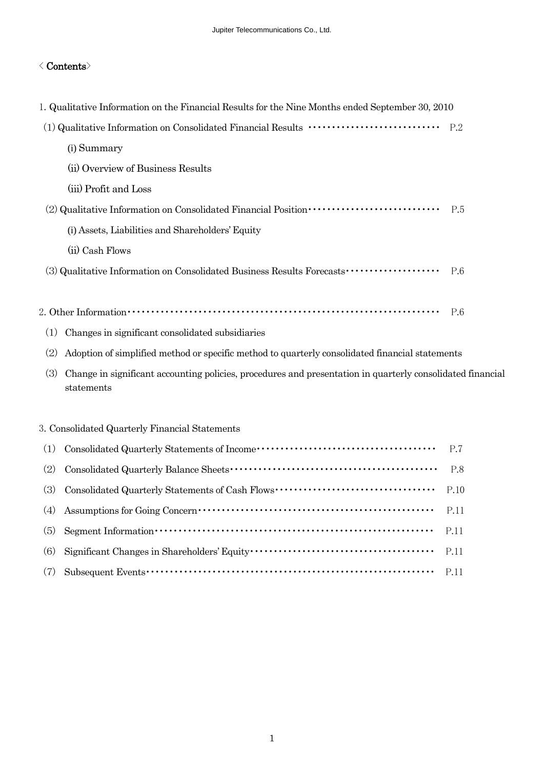## ＜Contents＞

1. Qualitative Information on the Financial Results for the Nine Months ended September 30, 2010

(1) Qualitative Information on Consolidated Financial Results ···························· P.2

(i) Summary

(ii) Overview of Business Results

(iii) Profit and Loss

(2) Qualitative Information on Consolidated Financial Position ···························· P.5

(i) Assets, Liabilities and Shareholders' Equity

(ii) Cash Flows

(3) Qualitative Information on Consolidated Business Results Forecasts ···················· P.6

2. Other Information ································································ P.6

(1) Changes in significant consolidated subsidiaries

(2) Adoption of simplified method or specific method to quarterly consolidated financial statements

(3) Change in significant accounting policies, procedures and presentation in quarterly consolidated financial statements

3. Consolidated Quarterly Financial Statements

(1) Consolidated Quarterly Statements of Income ······································ P.7

(2) Consolidated Quarterly Balance Sheets ·········································· P.8

(3) Consolidated Quarterly Statements of Cash Flows ································· P.10

(4) Assumptions for Going Concern ················································ P.11

(5) Segment Information ························································· P.11

(6) Significant Changes in Shareholders' Equity ······································ P.11

(7) Subsequent Events ··························································· P.11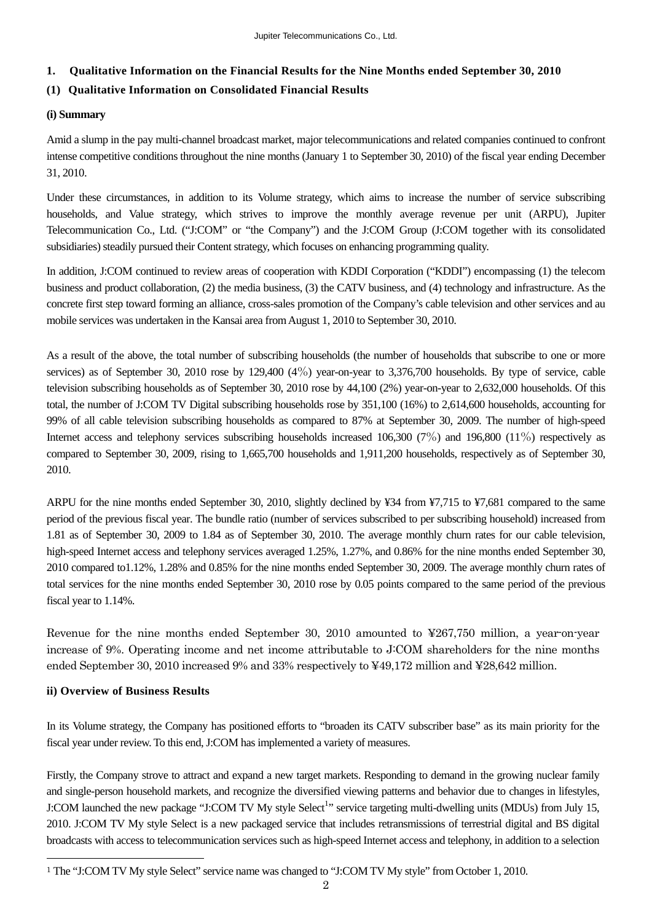## 1. Qualitative Information on the Financial Results for the Nine Months ended September 30, 2010

### (1) Qualitative Information on Consolidated Financial Results

**(i) Summary**

Amid a slump in the pay multi-channel broadcast market, major telecommunications and related companies continued to confront intense competitive conditions throughout the nine months (January 1 to September 30, 2010) of the fiscal year ending December 31, 2010.

Under these circumstances, in addition to its Volume strategy, which aims to increase the number of service subscribing households, and Value strategy, which strives to improve the monthly average revenue per unit (ARPU), Jupiter Telecommunication Co., Ltd. ("J:COM" or "the Company") and the J:COM Group (J:COM together with its consolidated subsidiaries) steadily pursued their Content strategy, which focuses on enhancing programming quality.

In addition, J:COM continued to review areas of cooperation with KDDI Corporation ("KDDI") encompassing (1) the telecom business and product collaboration, (2) the media business, (3) the CATV business, and (4) technology and infrastructure. As the concrete first step toward forming an alliance, cross-sales promotion of the Company's cable television and other services and au mobile services was undertaken in the Kansai area from August 1, 2010 to September 30, 2010.

As a result of the above, the total number of subscribing households (the number of households that subscribe to one or more services) as of September 30, 2010 rose by 129,400 (4％) year-on-year to 3,376,700 households. By type of service, cable television subscribing households as of September 30, 2010 rose by 44,100 (2%) year-on-year to 2,632,000 households. Of this total, the number of J:COM TV Digital subscribing households rose by 351,100 (16%) to 2,614,600 households, accounting for 99% of all cable television subscribing households as compared to 87% at September 30, 2009. The number of high-speed Internet access and telephony services subscribing households increased 106,300 (7％) and 196,800 (11％) respectively as compared to September 30, 2009, rising to 1,665,700 households and 1,911,200 households, respectively as of September 30, 2010.

ARPU for the nine months ended September 30, 2010, slightly declined by ¥34 from ¥7,715 to ¥7,681 compared to the same period of the previous fiscal year. The bundle ratio (number of services subscribed to per subscribing household) increased from 1.81 as of September 30, 2009 to 1.84 as of September 30, 2010. The average monthly churn rates for our cable television, high-speed Internet access and telephony services averaged 1.25%, 1.27%, and 0.86% for the nine months ended September 30, 2010 compared to1.12%, 1.28% and 0.85% for the nine months ended September 30, 2009. The average monthly churn rates of total services for the nine months ended September 30, 2010 rose by 0.05 points compared to the same period of the previous fiscal year to 1.14%.

Revenue for the nine months ended September 30, 2010 amounted to ¥267,750 million, a year-on-year increase of 9%. Operating income and net income attributable to J:COM shareholders for the nine months ended September 30, 2010 increased 9% and 33% respectively to ¥49,172 million and ¥28,642 million.

**ii) Overview of Business Results**

In its Volume strategy, the Company has positioned efforts to "broaden its CATV subscriber base" as its main priority for the fiscal year under review. To this end, J:COM has implemented a variety of measures.

Firstly, the Company strove to attract and expand a new target markets. Responding to demand in the growing nuclear family and single-person household markets, and recognize the diversified viewing patterns and behavior due to changes in lifestyles, J:COM launched the new package "J:COM TV My style Select[1]" service targeting multi-dwelling units (MDUs) from July 15, 2010. J:COM TV My style Select is a new packaged service that includes retransmissions of terrestrial digital and BS digital broadcasts with access to telecommunication services such as high-speed Internet access and telephony, in addition to a selection

[1] The "J:COM TV My style Select" service name was changed to "J:COM TV My style" from October 1, 2010.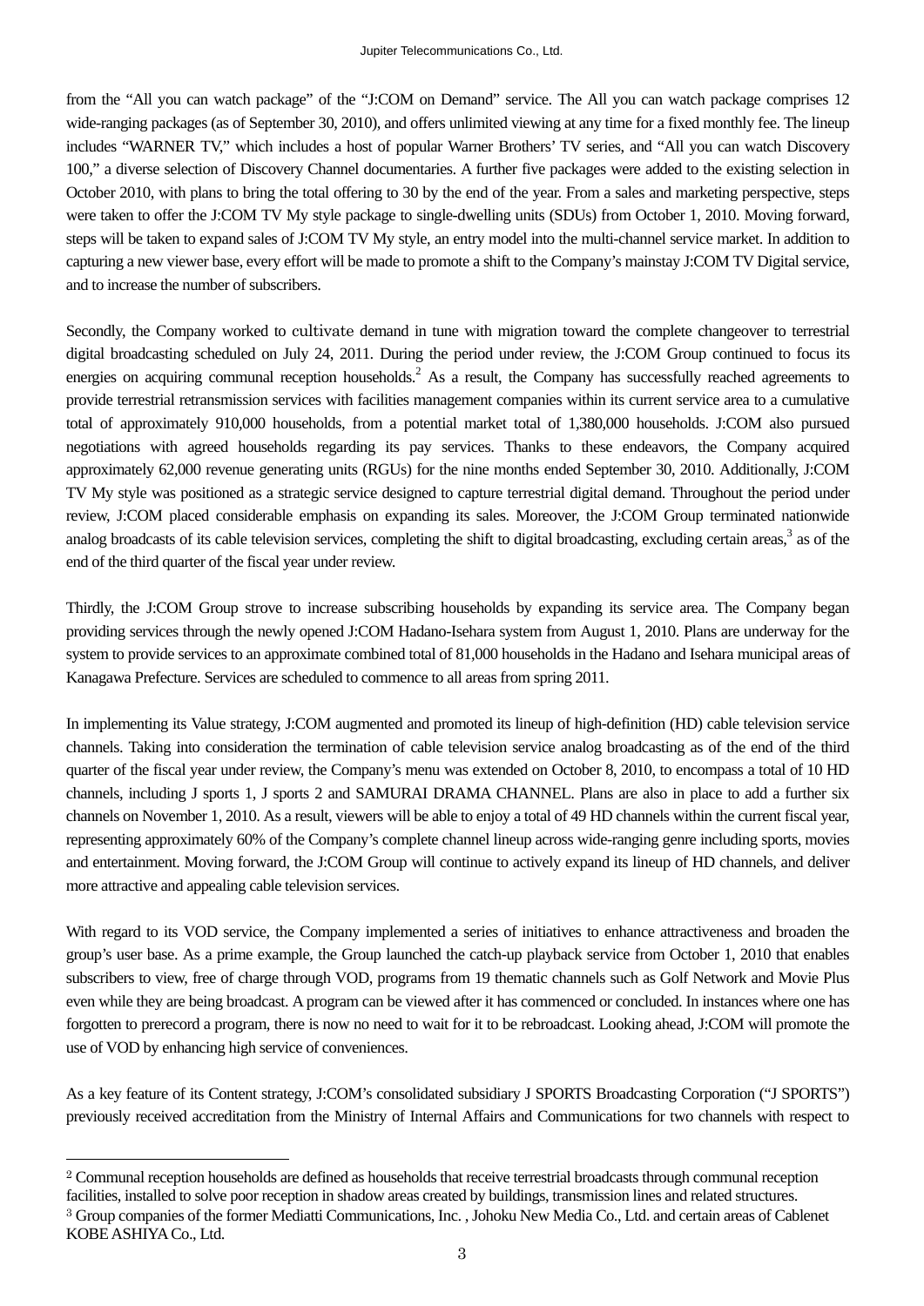from the "All you can watch package" of the "J:COM on Demand" service. The All you can watch package comprises 12 wide-ranging packages (as of September 30, 2010), and offers unlimited viewing at any time for a fixed monthly fee. The lineup includes "WARNER TV," which includes a host of popular Warner Brothers' TV series, and "All you can watch Discovery 100," a diverse selection of Discovery Channel documentaries. A further five packages were added to the existing selection in October 2010, with plans to bring the total offering to 30 by the end of the year. From a sales and marketing perspective, steps were taken to offer the J:COM TV My style package to single-dwelling units (SDUs) from October 1, 2010. Moving forward, steps will be taken to expand sales of J:COM TV My style, an entry model into the multi-channel service market. In addition to capturing a new viewer base, every effort will be made to promote a shift to the Company's mainstay J:COM TV Digital service, and to increase the number of subscribers.

Secondly, the Company worked to cultivate demand in tune with migration toward the complete changeover to terrestrial digital broadcasting scheduled on July 24, 2011. During the period under review, the J:COM Group continued to focus its energies on acquiring communal reception households.[2] As a result, the Company has successfully reached agreements to provide terrestrial retransmission services with facilities management companies within its current service area to a cumulative total of approximately 910,000 households, from a potential market total of 1,380,000 households. J:COM also pursued negotiations with agreed households regarding its pay services. Thanks to these endeavors, the Company acquired approximately 62,000 revenue generating units (RGUs) for the nine months ended September 30, 2010. Additionally, J:COM TV My style was positioned as a strategic service designed to capture terrestrial digital demand. Throughout the period under review, J:COM placed considerable emphasis on expanding its sales. Moreover, the J:COM Group terminated nationwide analog broadcasts of its cable television services, completing the shift to digital broadcasting, excluding certain areas,[3] as of the end of the third quarter of the fiscal year under review.

Thirdly, the J:COM Group strove to increase subscribing households by expanding its service area. The Company began providing services through the newly opened J:COM Hadano-Isehara system from August 1, 2010. Plans are underway for the system to provide services to an approximate combined total of 81,000 households in the Hadano and Isehara municipal areas of Kanagawa Prefecture. Services are scheduled to commence to all areas from spring 2011.

In implementing its Value strategy, J:COM augmented and promoted its lineup of high-definition (HD) cable television service channels. Taking into consideration the termination of cable television service analog broadcasting as of the end of the third quarter of the fiscal year under review, the Company's menu was extended on October 8, 2010, to encompass a total of 10 HD channels, including J sports 1, J sports 2 and SAMURAI DRAMA CHANNEL. Plans are also in place to add a further six channels on November 1, 2010. As a result, viewers will be able to enjoy a total of 49 HD channels within the current fiscal year, representing approximately 60% of the Company's complete channel lineup across wide-ranging genre including sports, movies and entertainment. Moving forward, the J:COM Group will continue to actively expand its lineup of HD channels, and deliver more attractive and appealing cable television services.

With regard to its VOD service, the Company implemented a series of initiatives to enhance attractiveness and broaden the group's user base. As a prime example, the Group launched the catch-up playback service from October 1, 2010 that enables subscribers to view, free of charge through VOD, programs from 19 thematic channels such as Golf Network and Movie Plus even while they are being broadcast. A program can be viewed after it has commenced or concluded. In instances where one has forgotten to prerecord a program, there is now no need to wait for it to be rebroadcast. Looking ahead, J:COM will promote the use of VOD by enhancing high service of conveniences.

As a key feature of its Content strategy, J:COM's consolidated subsidiary J SPORTS Broadcasting Corporation ("J SPORTS") previously received accreditation from the Ministry of Internal Affairs and Communications for two channels with respect to

---

[2] Communal reception households are defined as households that receive terrestrial broadcasts through communal reception facilities, installed to solve poor reception in shadow areas created by buildings, transmission lines and related structures.

[3] Group companies of the former Mediatti Communications, Inc. , Johoku New Media Co., Ltd. and certain areas of Cablenet KOBE ASHIYA Co., Ltd.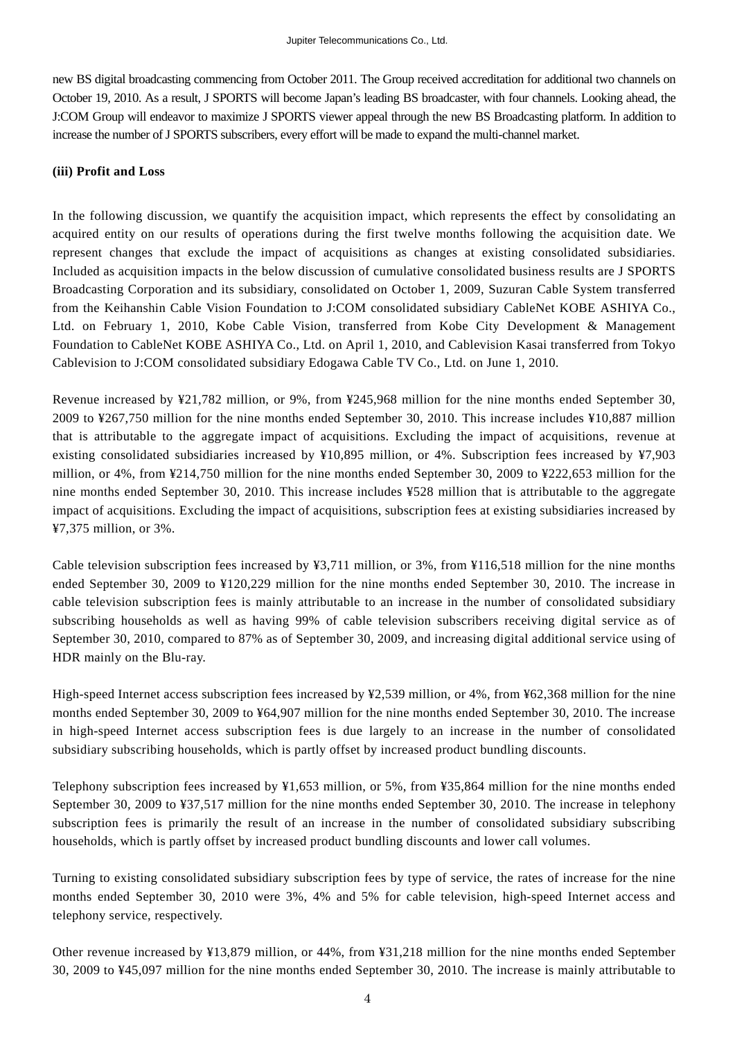new BS digital broadcasting commencing from October 2011. The Group received accreditation for additional two channels on October 19, 2010. As a result, J SPORTS will become Japan's leading BS broadcaster, with four channels. Looking ahead, the J:COM Group will endeavor to maximize J SPORTS viewer appeal through the new BS Broadcasting platform. In addition to increase the number of J SPORTS subscribers, every effort will be made to expand the multi-channel market.

**(iii) Profit and Loss**

In the following discussion, we quantify the acquisition impact, which represents the effect by consolidating an acquired entity on our results of operations during the first twelve months following the acquisition date. We represent changes that exclude the impact of acquisitions as changes at existing consolidated subsidiaries. Included as acquisition impacts in the below discussion of cumulative consolidated business results are J SPORTS Broadcasting Corporation and its subsidiary, consolidated on October 1, 2009, Suzuran Cable System transferred from the Keihanshin Cable Vision Foundation to J:COM consolidated subsidiary CableNet KOBE ASHIYA Co., Ltd. on February 1, 2010, Kobe Cable Vision, transferred from Kobe City Development & Management Foundation to CableNet KOBE ASHIYA Co., Ltd. on April 1, 2010, and Cablevision Kasai transferred from Tokyo Cablevision to J:COM consolidated subsidiary Edogawa Cable TV Co., Ltd. on June 1, 2010.

Revenue increased by ¥21,782 million, or 9%, from ¥245,968 million for the nine months ended September 30, 2009 to ¥267,750 million for the nine months ended September 30, 2010. This increase includes ¥10,887 million that is attributable to the aggregate impact of acquisitions. Excluding the impact of acquisitions, revenue at existing consolidated subsidiaries increased by ¥10,895 million, or 4%. Subscription fees increased by ¥7,903 million, or 4%, from ¥214,750 million for the nine months ended September 30, 2009 to ¥222,653 million for the nine months ended September 30, 2010. This increase includes ¥528 million that is attributable to the aggregate impact of acquisitions. Excluding the impact of acquisitions, subscription fees at existing subsidiaries increased by ¥7,375 million, or 3%.

Cable television subscription fees increased by ¥3,711 million, or 3%, from ¥116,518 million for the nine months ended September 30, 2009 to ¥120,229 million for the nine months ended September 30, 2010. The increase in cable television subscription fees is mainly attributable to an increase in the number of consolidated subsidiary subscribing households as well as having 99% of cable television subscribers receiving digital service as of September 30, 2010, compared to 87% as of September 30, 2009, and increasing digital additional service using of HDR mainly on the Blu-ray.

High-speed Internet access subscription fees increased by ¥2,539 million, or 4%, from ¥62,368 million for the nine months ended September 30, 2009 to ¥64,907 million for the nine months ended September 30, 2010. The increase in high-speed Internet access subscription fees is due largely to an increase in the number of consolidated subsidiary subscribing households, which is partly offset by increased product bundling discounts.

Telephony subscription fees increased by ¥1,653 million, or 5%, from ¥35,864 million for the nine months ended September 30, 2009 to ¥37,517 million for the nine months ended September 30, 2010. The increase in telephony subscription fees is primarily the result of an increase in the number of consolidated subsidiary subscribing households, which is partly offset by increased product bundling discounts and lower call volumes.

Turning to existing consolidated subsidiary subscription fees by type of service, the rates of increase for the nine months ended September 30, 2010 were 3%, 4% and 5% for cable television, high-speed Internet access and telephony service, respectively.

Other revenue increased by ¥13,879 million, or 44%, from ¥31,218 million for the nine months ended September 30, 2009 to ¥45,097 million for the nine months ended September 30, 2010. The increase is mainly attributable to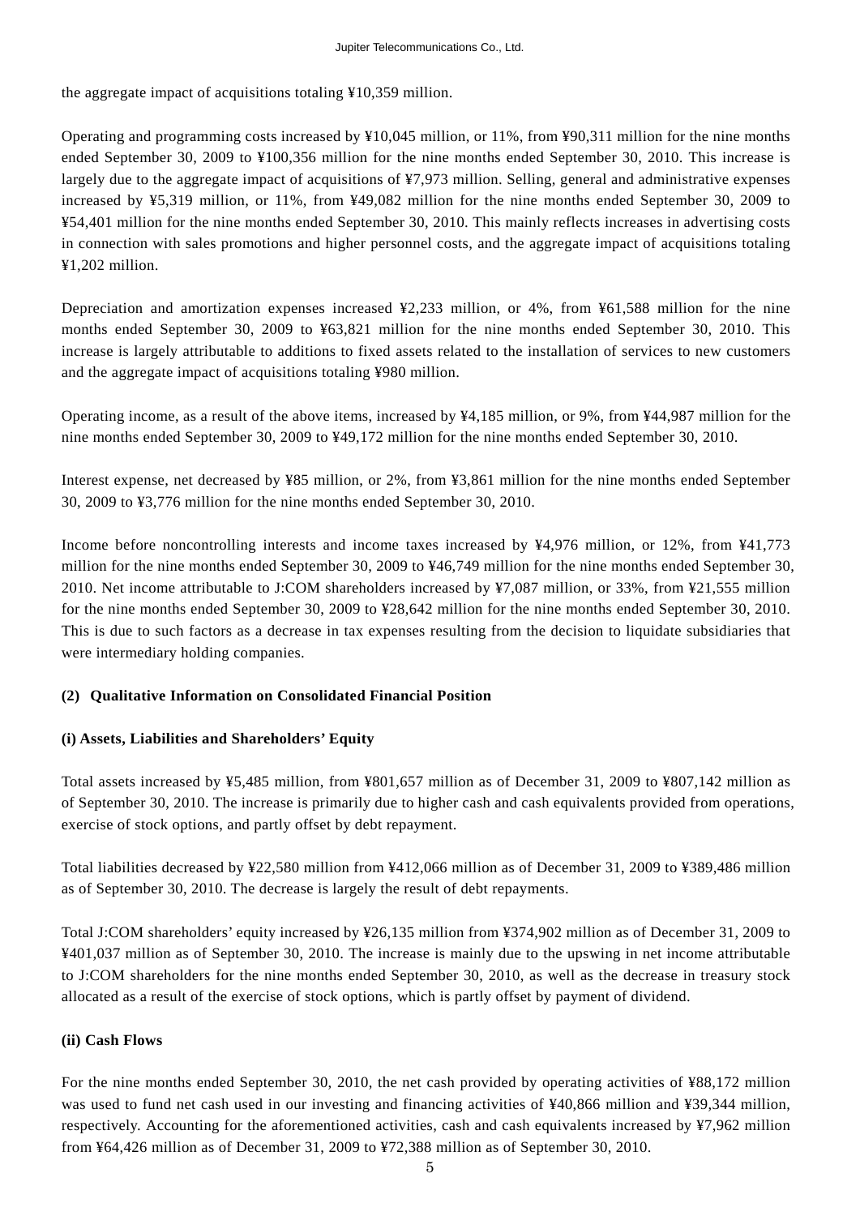the aggregate impact of acquisitions totaling ¥10,359 million.

Operating and programming costs increased by ¥10,045 million, or 11%, from ¥90,311 million for the nine months ended September 30, 2009 to ¥100,356 million for the nine months ended September 30, 2010. This increase is largely due to the aggregate impact of acquisitions of ¥7,973 million. Selling, general and administrative expenses increased by ¥5,319 million, or 11%, from ¥49,082 million for the nine months ended September 30, 2009 to ¥54,401 million for the nine months ended September 30, 2010. This mainly reflects increases in advertising costs in connection with sales promotions and higher personnel costs, and the aggregate impact of acquisitions totaling ¥1,202 million.

Depreciation and amortization expenses increased ¥2,233 million, or 4%, from ¥61,588 million for the nine months ended September 30, 2009 to ¥63,821 million for the nine months ended September 30, 2010. This increase is largely attributable to additions to fixed assets related to the installation of services to new customers and the aggregate impact of acquisitions totaling ¥980 million.

Operating income, as a result of the above items, increased by ¥4,185 million, or 9%, from ¥44,987 million for the nine months ended September 30, 2009 to ¥49,172 million for the nine months ended September 30, 2010.

Interest expense, net decreased by ¥85 million, or 2%, from ¥3,861 million for the nine months ended September 30, 2009 to ¥3,776 million for the nine months ended September 30, 2010.

Income before noncontrolling interests and income taxes increased by ¥4,976 million, or 12%, from ¥41,773 million for the nine months ended September 30, 2009 to ¥46,749 million for the nine months ended September 30, 2010. Net income attributable to J:COM shareholders increased by ¥7,087 million, or 33%, from ¥21,555 million for the nine months ended September 30, 2009 to ¥28,642 million for the nine months ended September 30, 2010. This is due to such factors as a decrease in tax expenses resulting from the decision to liquidate subsidiaries that were intermediary holding companies.

### (2) Qualitative Information on Consolidated Financial Position

#### (i) Assets, Liabilities and Shareholders' Equity

Total assets increased by ¥5,485 million, from ¥801,657 million as of December 31, 2009 to ¥807,142 million as of September 30, 2010. The increase is primarily due to higher cash and cash equivalents provided from operations, exercise of stock options, and partly offset by debt repayment.

Total liabilities decreased by ¥22,580 million from ¥412,066 million as of December 31, 2009 to ¥389,486 million as of September 30, 2010. The decrease is largely the result of debt repayments.

Total J:COM shareholders' equity increased by ¥26,135 million from ¥374,902 million as of December 31, 2009 to ¥401,037 million as of September 30, 2010. The increase is mainly due to the upswing in net income attributable to J:COM shareholders for the nine months ended September 30, 2010, as well as the decrease in treasury stock allocated as a result of the exercise of stock options, which is partly offset by payment of dividend.

#### (ii) Cash Flows

For the nine months ended September 30, 2010, the net cash provided by operating activities of ¥88,172 million was used to fund net cash used in our investing and financing activities of ¥40,866 million and ¥39,344 million, respectively. Accounting for the aforementioned activities, cash and cash equivalents increased by ¥7,962 million from ¥64,426 million as of December 31, 2009 to ¥72,388 million as of September 30, 2010.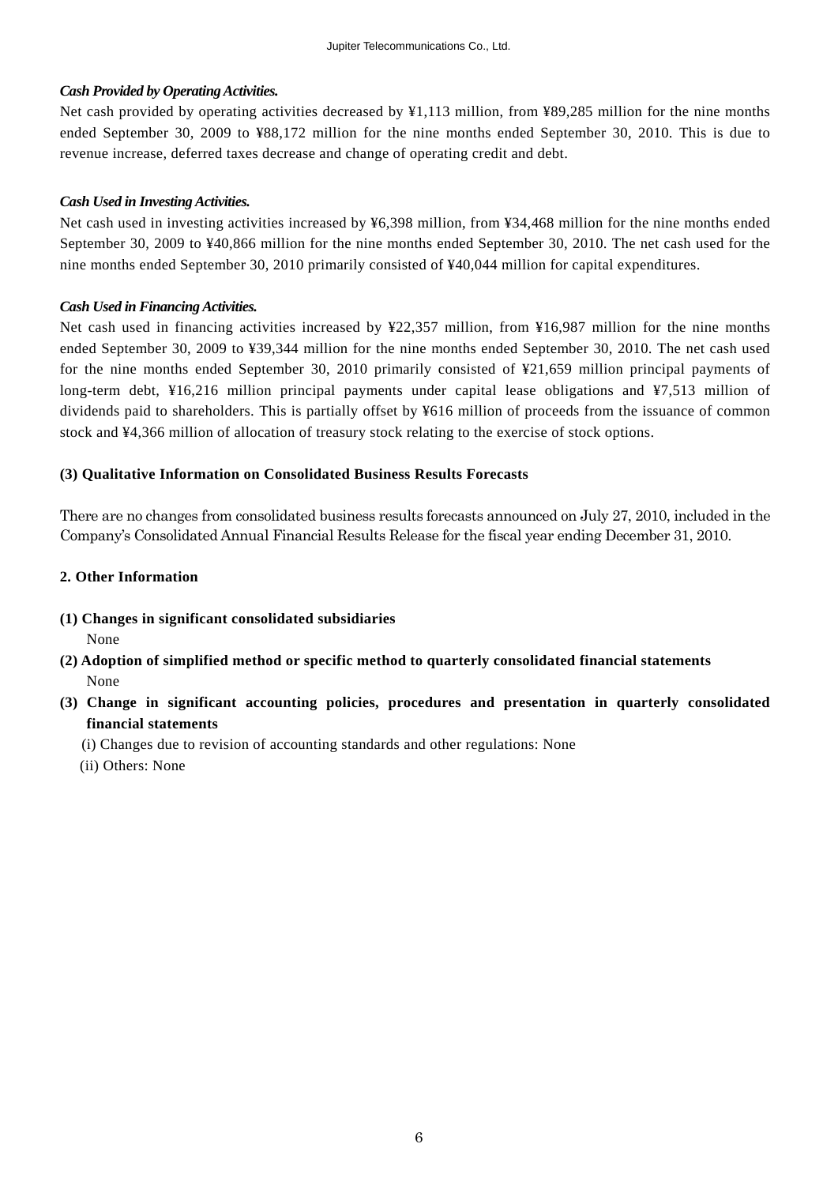*Cash Provided by Operating Activities.*

Net cash provided by operating activities decreased by ¥1,113 million, from ¥89,285 million for the nine months ended September 30, 2009 to ¥88,172 million for the nine months ended September 30, 2010. This is due to revenue increase, deferred taxes decrease and change of operating credit and debt.

*Cash Used in Investing Activities.*

Net cash used in investing activities increased by ¥6,398 million, from ¥34,468 million for the nine months ended September 30, 2009 to ¥40,866 million for the nine months ended September 30, 2010. The net cash used for the nine months ended September 30, 2010 primarily consisted of ¥40,044 million for capital expenditures.

*Cash Used in Financing Activities.*

Net cash used in financing activities increased by ¥22,357 million, from ¥16,987 million for the nine months ended September 30, 2009 to ¥39,344 million for the nine months ended September 30, 2010. The net cash used for the nine months ended September 30, 2010 primarily consisted of ¥21,659 million principal payments of long-term debt, ¥16,216 million principal payments under capital lease obligations and ¥7,513 million of dividends paid to shareholders. This is partially offset by ¥616 million of proceeds from the issuance of common stock and ¥4,366 million of allocation of treasury stock relating to the exercise of stock options.

**(3) Qualitative Information on Consolidated Business Results Forecasts**

There are no changes from consolidated business results forecasts announced on July 27, 2010, included in the Company's Consolidated Annual Financial Results Release for the fiscal year ending December 31, 2010.

**2. Other Information**

**(1) Changes in significant consolidated subsidiaries**

None

**(2) Adoption of simplified method or specific method to quarterly consolidated financial statements**

None

**(3) Change in significant accounting policies, procedures and presentation in quarterly consolidated financial statements**

(i) Changes due to revision of accounting standards and other regulations: None

(ii) Others: None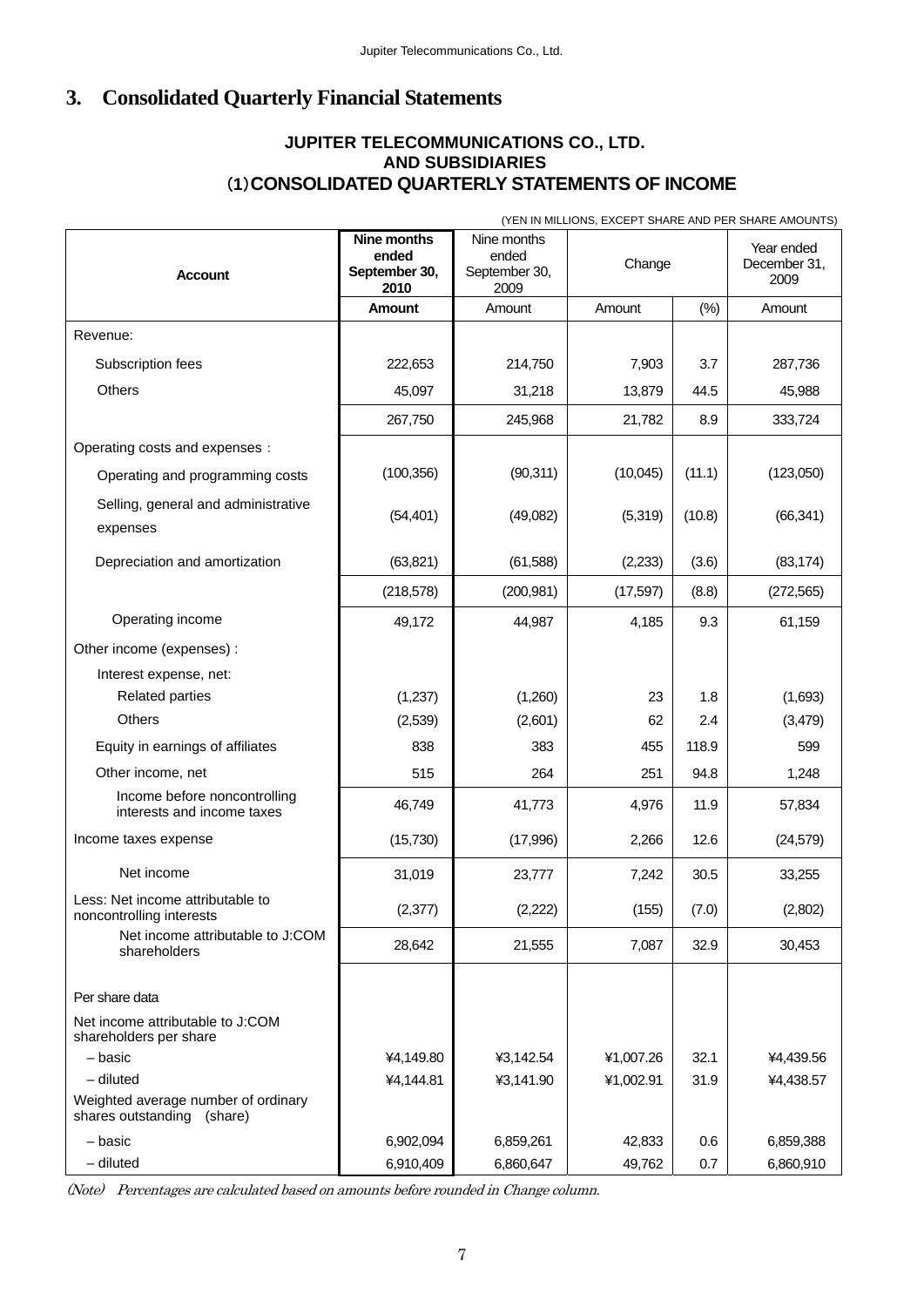# 3. Consolidated Quarterly Financial Statements

**JUPITER TELECOMMUNICATIONS CO., LTD.**
**AND SUBSIDIARIES**
**(1) CONSOLIDATED QUARTERLY STATEMENTS OF INCOME**

(YEN IN MILLIONS, EXCEPT SHARE AND PER SHARE AMOUNTS)

| Account | Nine months ended September 30, 2010 | Nine months ended September 30, 2009 | Change | | Year ended December 31, 2009 |
|---|---|---|---|---|---|
| | **Amount** | Amount | Amount | (%) | Amount |
| Revenue: | | | | | |
| Subscription fees | 222,653 | 214,750 | 7,903 | 3.7 | 287,736 |
| Others | 45,097 | 31,218 | 13,879 | 44.5 | 45,988 |
| | 267,750 | 245,968 | 21,782 | 8.9 | 333,724 |
| Operating costs and expenses : | | | | | |
| Operating and programming costs | (100,356) | (90,311) | (10,045) | (11.1) | (123,050) |
| Selling, general and administrative expenses | (54,401) | (49,082) | (5,319) | (10.8) | (66,341) |
| Depreciation and amortization | (63,821) | (61,588) | (2,233) | (3.6) | (83,174) |
| | (218,578) | (200,981) | (17,597) | (8.8) | (272,565) |
| Operating income | 49,172 | 44,987 | 4,185 | 9.3 | 61,159 |
| Other income (expenses) : | | | | | |
| Interest expense, net: | | | | | |
| Related parties | (1,237) | (1,260) | 23 | 1.8 | (1,693) |
| Others | (2,539) | (2,601) | 62 | 2.4 | (3,479) |
| Equity in earnings of affiliates | 838 | 383 | 455 | 118.9 | 599 |
| Other income, net | 515 | 264 | 251 | 94.8 | 1,248 |
| Income before noncontrolling interests and income taxes | 46,749 | 41,773 | 4,976 | 11.9 | 57,834 |
| Income taxes expense | (15,730) | (17,996) | 2,266 | 12.6 | (24,579) |
| Net income | 31,019 | 23,777 | 7,242 | 30.5 | 33,255 |
| Less: Net income attributable to noncontrolling interests | (2,377) | (2,222) | (155) | (7.0) | (2,802) |
| Net income attributable to J:COM shareholders | 28,642 | 21,555 | 7,087 | 32.9 | 30,453 |
| Per share data | | | | | |
| Net income attributable to J:COM shareholders per share | | | | | |
| – basic | ¥4,149.80 | ¥3,142.54 | ¥1,007.26 | 32.1 | ¥4,439.56 |
| – diluted | ¥4,144.81 | ¥3,141.90 | ¥1,002.91 | 31.9 | ¥4,438.57 |
| Weighted average number of ordinary shares outstanding (share) | | | | | |
| – basic | 6,902,094 | 6,859,261 | 42,833 | 0.6 | 6,859,388 |
| – diluted | 6,910,409 | 6,860,647 | 49,762 | 0.7 | 6,860,910 |

*(Note) Percentages are calculated based on amounts before rounded in Change column.*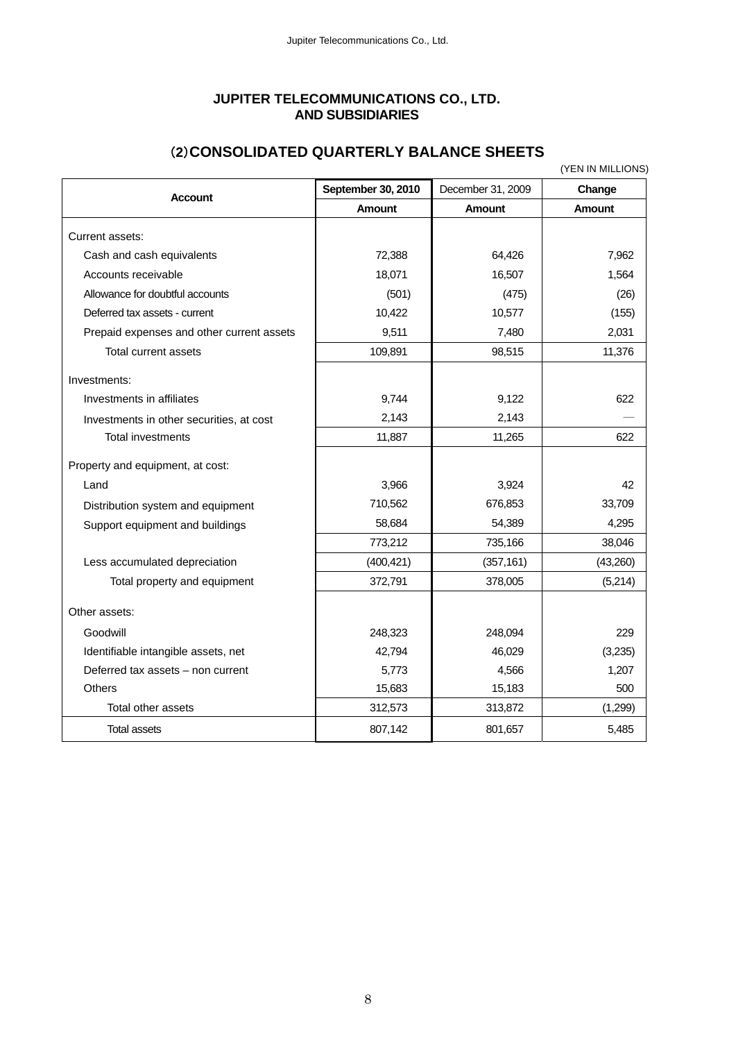# JUPITER TELECOMMUNICATIONS CO., LTD.
# AND SUBSIDIARIES

## (2) CONSOLIDATED QUARTERLY BALANCE SHEETS

(YEN IN MILLIONS)

| Account | September 30, 2010 | December 31, 2009 | Change |
|---|---|---|---|
| | Amount | Amount | Amount |
| Current assets: | | | |
| Cash and cash equivalents | 72,388 | 64,426 | 7,962 |
| Accounts receivable | 18,071 | 16,507 | 1,564 |
| Allowance for doubtful accounts | (501) | (475) | (26) |
| Deferred tax assets - current | 10,422 | 10,577 | (155) |
| Prepaid expenses and other current assets | 9,511 | 7,480 | 2,031 |
| Total current assets | 109,891 | 98,515 | 11,376 |
| Investments: | | | |
| Investments in affiliates | 9,744 | 9,122 | 622 |
| Investments in other securities, at cost | 2,143 | 2,143 | — |
| Total investments | 11,887 | 11,265 | 622 |
| Property and equipment, at cost: | | | |
| Land | 3,966 | 3,924 | 42 |
| Distribution system and equipment | 710,562 | 676,853 | 33,709 |
| Support equipment and buildings | 58,684 | 54,389 | 4,295 |
| | 773,212 | 735,166 | 38,046 |
| Less accumulated depreciation | (400,421) | (357,161) | (43,260) |
| Total property and equipment | 372,791 | 378,005 | (5,214) |
| Other assets: | | | |
| Goodwill | 248,323 | 248,094 | 229 |
| Identifiable intangible assets, net | 42,794 | 46,029 | (3,235) |
| Deferred tax assets – non current | 5,773 | 4,566 | 1,207 |
| Others | 15,683 | 15,183 | 500 |
| Total other assets | 312,573 | 313,872 | (1,299) |
| Total assets | 807,142 | 801,657 | 5,485 |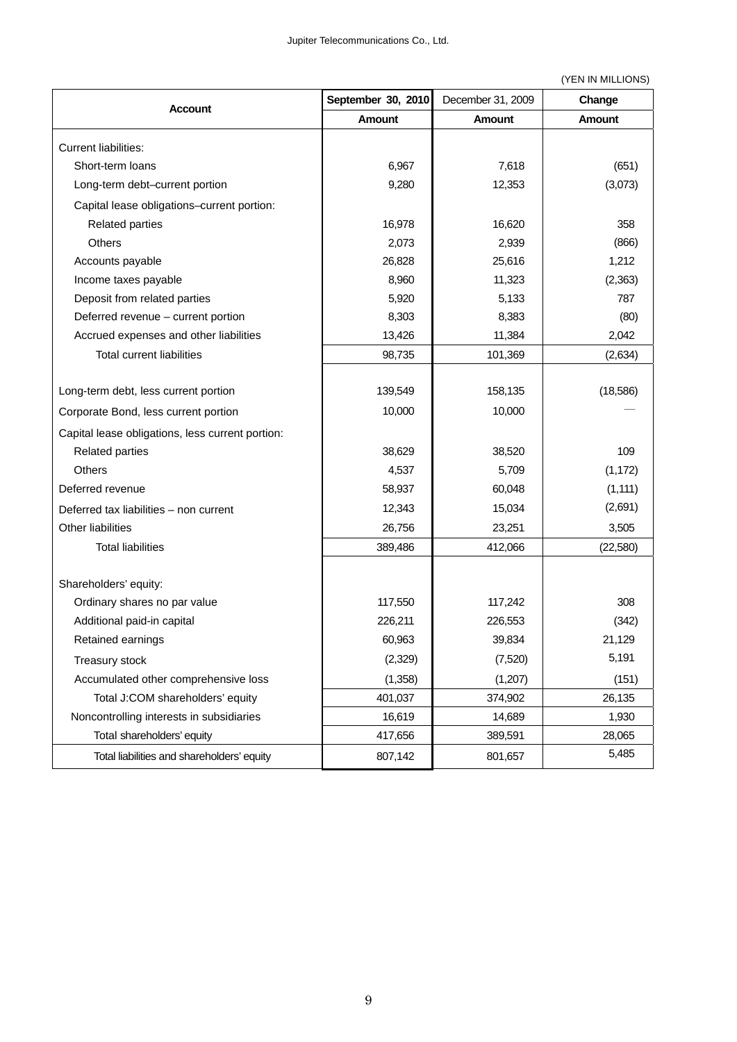(YEN IN MILLIONS)

| Account | September 30, 2010 | December 31, 2009 | Change |
|---|---|---|---|
| | Amount | Amount | Amount |
| Current liabilities: | | | |
| Short-term loans | 6,967 | 7,618 | (651) |
| Long-term debt–current portion | 9,280 | 12,353 | (3,073) |
| Capital lease obligations–current portion: | | | |
| Related parties | 16,978 | 16,620 | 358 |
| Others | 2,073 | 2,939 | (866) |
| Accounts payable | 26,828 | 25,616 | 1,212 |
| Income taxes payable | 8,960 | 11,323 | (2,363) |
| Deposit from related parties | 5,920 | 5,133 | 787 |
| Deferred revenue – current portion | 8,303 | 8,383 | (80) |
| Accrued expenses and other liabilities | 13,426 | 11,384 | 2,042 |
| Total current liabilities | 98,735 | 101,369 | (2,634) |
| Long-term debt, less current portion | 139,549 | 158,135 | (18,586) |
| Corporate Bond, less current portion | 10,000 | 10,000 | — |
| Capital lease obligations, less current portion: | | | |
| Related parties | 38,629 | 38,520 | 109 |
| Others | 4,537 | 5,709 | (1,172) |
| Deferred revenue | 58,937 | 60,048 | (1,111) |
| Deferred tax liabilities – non current | 12,343 | 15,034 | (2,691) |
| Other liabilities | 26,756 | 23,251 | 3,505 |
| Total liabilities | 389,486 | 412,066 | (22,580) |
| Shareholders' equity: | | | |
| Ordinary shares no par value | 117,550 | 117,242 | 308 |
| Additional paid-in capital | 226,211 | 226,553 | (342) |
| Retained earnings | 60,963 | 39,834 | 21,129 |
| Treasury stock | (2,329) | (7,520) | 5,191 |
| Accumulated other comprehensive loss | (1,358) | (1,207) | (151) |
| Total J:COM shareholders' equity | 401,037 | 374,902 | 26,135 |
| Noncontrolling interests in subsidiaries | 16,619 | 14,689 | 1,930 |
| Total shareholders' equity | 417,656 | 389,591 | 28,065 |
| Total liabilities and shareholders' equity | 807,142 | 801,657 | 5,485 |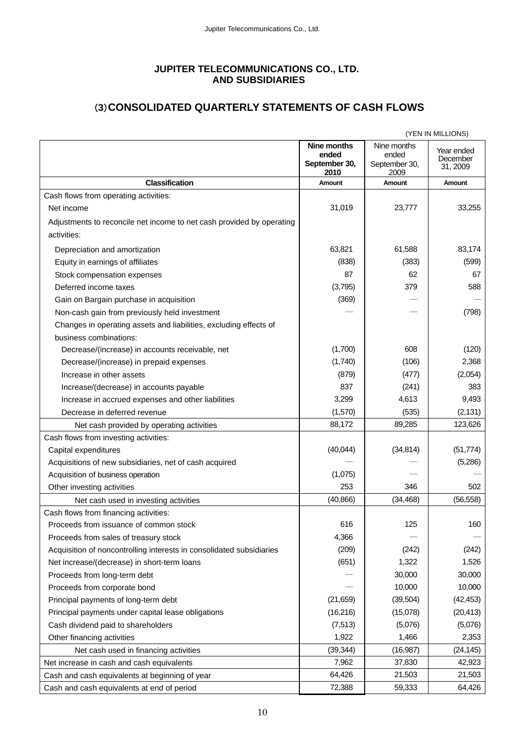## JUPITER TELECOMMUNICATIONS CO., LTD. AND SUBSIDIARIES

## (3) CONSOLIDATED QUARTERLY STATEMENTS OF CASH FLOWS

(YEN IN MILLIONS)

| Classification | Nine months ended September 30, 2010 Amount | Nine months ended September 30, 2009 Amount | Year ended December 31, 2009 Amount |
|---|---|---|---|
| Cash flows from operating activities: | | | |
| Net income | 31,019 | 23,777 | 33,255 |
| Adjustments to reconcile net income to net cash provided by operating activities: | | | |
| Depreciation and amortization | 63,821 | 61,588 | 83,174 |
| Equity in earnings of affiliates | (838) | (383) | (599) |
| Stock compensation expenses | 87 | 62 | 67 |
| Deferred income taxes | (3,795) | 379 | 588 |
| Gain on Bargain purchase in acquisition | (369) | — | — |
| Non-cash gain from previously held investment | — | — | (798) |
| Changes in operating assets and liabilities, excluding effects of business combinations: | | | |
| Decrease/(increase) in accounts receivable, net | (1,700) | 608 | (120) |
| Decrease/(increase) in prepaid expenses | (1,740) | (106) | 2,368 |
| Increase in other assets | (879) | (477) | (2,054) |
| Increase/(decrease) in accounts payable | 837 | (241) | 383 |
| Increase in accrued expenses and other liabilities | 3,299 | 4,613 | 9,493 |
| Decrease in deferred revenue | (1,570) | (535) | (2,131) |
| Net cash provided by operating activities | 88,172 | 89,285 | 123,626 |
| Cash flows from investing activities: | | | |
| Capital expenditures | (40,044) | (34,814) | (51,774) |
| Acquisitions of new subsidiaries, net of cash acquired | — | — | (5,286) |
| Acquisition of business operation | (1,075) | — | — |
| Other investing activities | 253 | 346 | 502 |
| Net cash used in investing activities | (40,866) | (34,468) | (56,558) |
| Cash flows from financing activities: | | | |
| Proceeds from issuance of common stock | 616 | 125 | 160 |
| Proceeds from sales of treasury stock | 4,366 | — | — |
| Acquisition of noncontrolling interests in consolidated subsidiaries | (209) | (242) | (242) |
| Net increase/(decrease) in short-term loans | (651) | 1,322 | 1,526 |
| Proceeds from long-term debt | — | 30,000 | 30,000 |
| Proceeds from corporate bond | — | 10,000 | 10,000 |
| Principal payments of long-term debt | (21,659) | (39,504) | (42,453) |
| Principal payments under capital lease obligations | (16,216) | (15,078) | (20,413) |
| Cash dividend paid to shareholders | (7,513) | (5,076) | (5,076) |
| Other financing activities | 1,922 | 1,466 | 2,353 |
| Net cash used in financing activities | (39,344) | (16,987) | (24,145) |
| Net increase in cash and cash equivalents | 7,962 | 37,830 | 42,923 |
| Cash and cash equivalents at beginning of year | 64,426 | 21,503 | 21,503 |
| Cash and cash equivalents at end of period | 72,388 | 59,333 | 64,426 |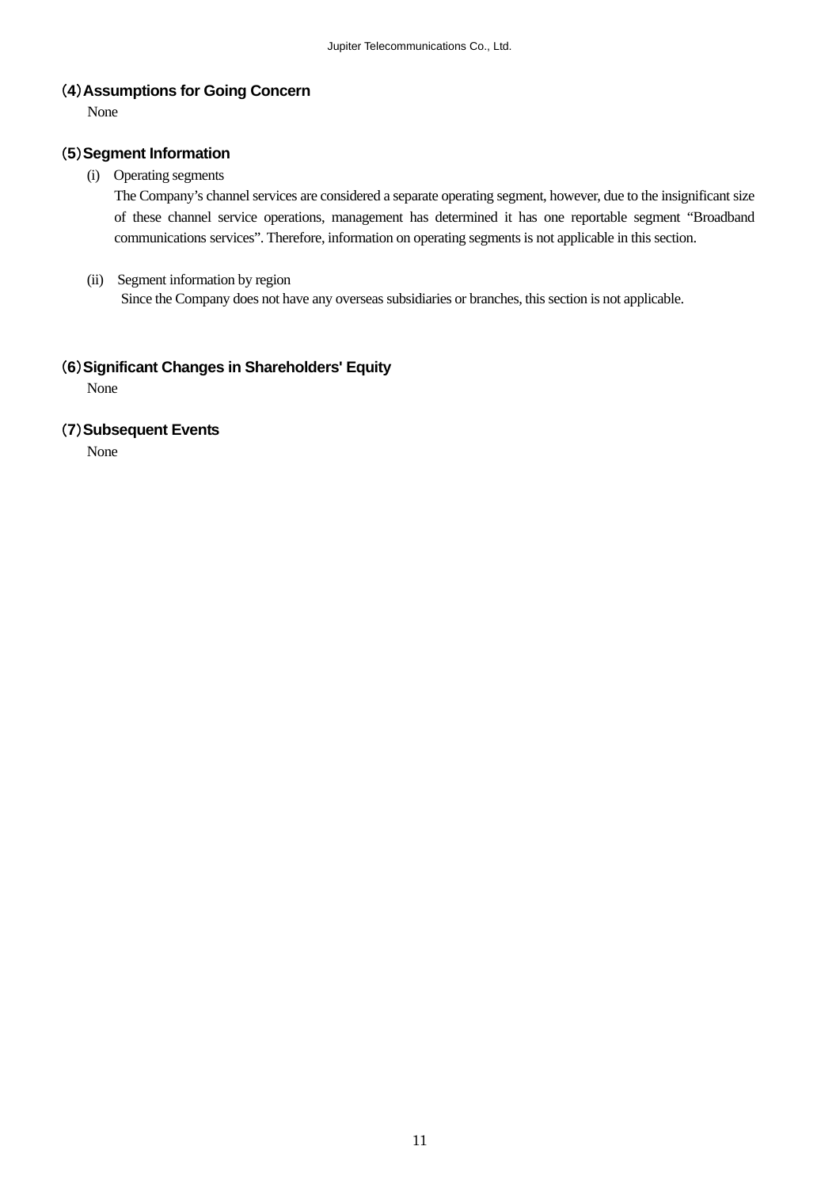### (4) Assumptions for Going Concern

None

### (5) Segment Information

(i) Operating segments

The Company's channel services are considered a separate operating segment, however, due to the insignificant size of these channel service operations, management has determined it has one reportable segment "Broadband communications services". Therefore, information on operating segments is not applicable in this section.

(ii) Segment information by region

Since the Company does not have any overseas subsidiaries or branches, this section is not applicable.

### (6) Significant Changes in Shareholders' Equity

None

### (7) Subsequent Events

None